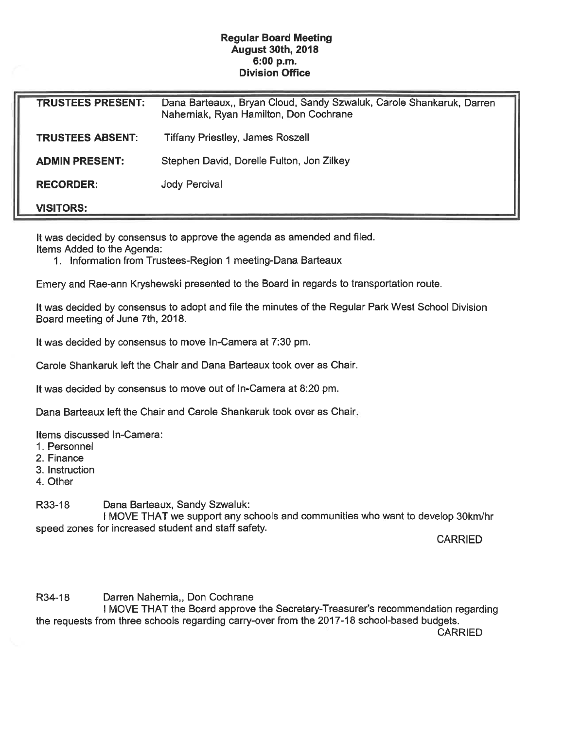**Regular Board Meeting**
**August 30th, 2018**
**6:00 p.m.**
**Division Office**

| | |
|---|---|
| **TRUSTEES PRESENT:** | Dana Barteaux,, Bryan Cloud, Sandy Szwaluk, Carole Shankaruk, Darren Naherniak, Ryan Hamilton, Don Cochrane |
| **TRUSTEES ABSENT:** | Tiffany Priestley, James Roszell |
| **ADMIN PRESENT:** | Stephen David, Dorelle Fulton, Jon Zilkey |
| **RECORDER:** | Jody Percival |
| **VISITORS:** | |

It was decided by consensus to approve the agenda as amended and filed.
Items Added to the Agenda:

1. Information from Trustees-Region 1 meeting-Dana Barteaux

Emery and Rae-ann Kryshewski presented to the Board in regards to transportation route.

It was decided by consensus to adopt and file the minutes of the Regular Park West School Division Board meeting of June 7th, 2018.

It was decided by consensus to move In-Camera at 7:30 pm.

Carole Shankaruk left the Chair and Dana Barteaux took over as Chair.

It was decided by consensus to move out of In-Camera at 8:20 pm.

Dana Barteaux left the Chair and Carole Shankaruk took over as Chair.

Items discussed In-Camera:

1. Personnel
2. Finance
3. Instruction
4. Other

R33-18 Dana Barteaux, Sandy Szwaluk:
I MOVE THAT we support any schools and communities who want to develop 30km/hr speed zones for increased student and staff safety.

CARRIED

R34-18 Darren Nahernia,, Don Cochrane
I MOVE THAT the Board approve the Secretary-Treasurer's recommendation regarding the requests from three schools regarding carry-over from the 2017-18 school-based budgets.

CARRIED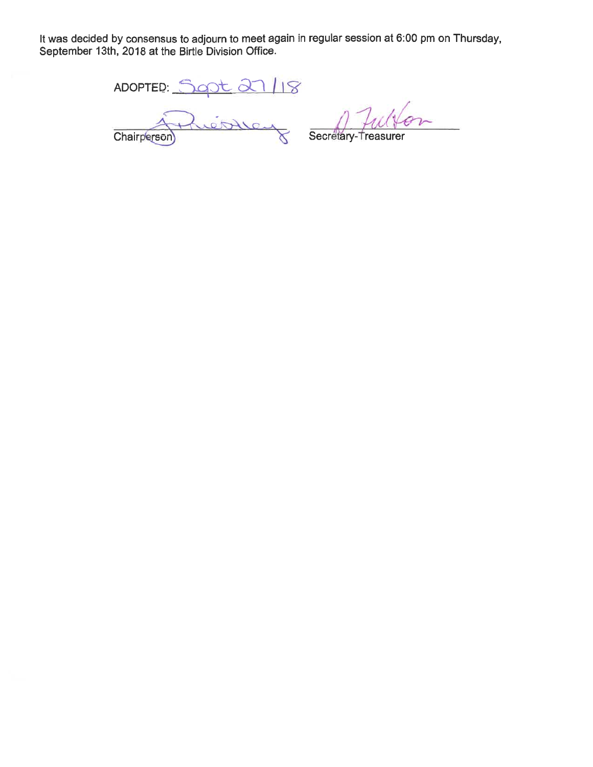It was decided by consensus to adjourn to meet again in regular session at 6:00 pm on Thursday, September 13th, 2018 at the Birtle Division Office.

ADOPTED: Sept 27/18

Chairperson

Secretary-Treasurer